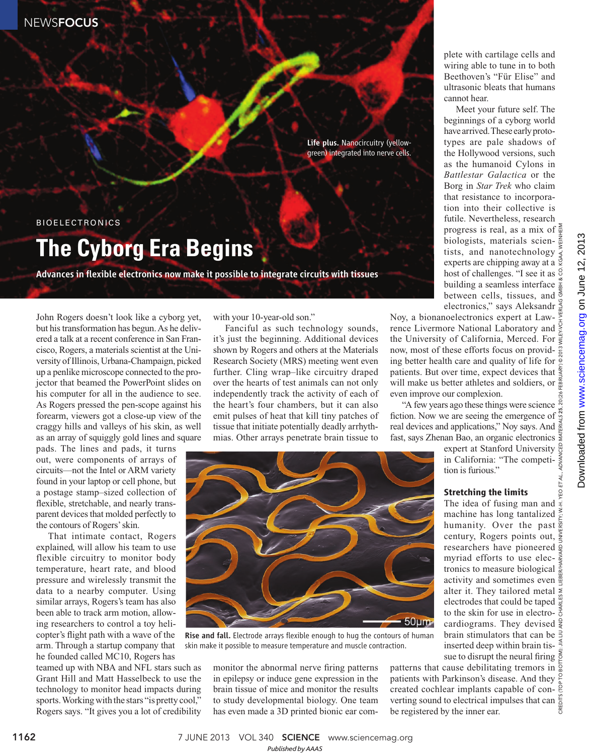BIOELECTRONICS

# The Cyborg Era Begins

**Advances in flexible electronics now make it possible to integrate circuits with tissues**

**Life plus.** Nanocircuitry (yellow-green) integrated into nerve cells.

John Rogers doesn't look like a cyborg yet, but his transformation has begun. As he delivered a talk at a recent conference in San Francisco, Rogers, a materials scientist at the University of Illinois, Urbana-Champaign, picked up a penlike microscope connected to the projector that beamed the PowerPoint slides on his computer for all in the audience to see. As Rogers pressed the pen-scope against his forearm, viewers got a close-up view of the craggy hills and valleys of his skin, as well as an array of squiggly gold lines and square pads. The lines and pads, it turns out, were components of arrays of circuits—not the Intel or ARM variety found in your laptop or cell phone, but a postage stamp–sized collection of flexible, stretchable, and nearly transparent devices that molded perfectly to the contours of Rogers' skin.

That intimate contact, Rogers explained, will allow his team to use flexible circuitry to monitor body temperature, heart rate, and blood pressure and wirelessly transmit the data to a nearby computer. Using similar arrays, Rogers's team has also been able to track arm motion, allowing researchers to control a toy helicopter's flight path with a wave of the arm. Through a startup company that he founded called MC10, Rogers has teamed up with NBA and NFL stars such as Grant Hill and Matt Hasselbeck to use the technology to monitor head impacts during sports. Working with the stars "is pretty cool," Rogers says. "It gives you a lot of credibility with your 10-year-old son."

Fanciful as such technology sounds, it's just the beginning. Additional devices shown by Rogers and others at the Materials Research Society (MRS) meeting went even further. Cling wrap–like circuitry draped over the hearts of test animals can not only independently track the activity of each of the heart's four chambers, but it can also emit pulses of heat that kill tiny patches of tissue that initiate potentially deadly arrhythmias. Other arrays penetrate brain tissue to monitor the abnormal nerve firing patterns in epilepsy or induce gene expression in the brain tissue of mice and monitor the results to study developmental biology. One team has even made a 3D printed bionic ear complete with cartilage cells and wiring able to tune in to both Beethoven's "Für Elise" and ultrasonic bleats that humans cannot hear.

**Rise and fall.** Electrode arrays flexible enough to hug the contours of human skin make it possible to measure temperature and muscle contraction.

Meet your future self. The beginnings of a cyborg world have arrived. These early prototypes are pale shadows of the Hollywood versions, such as the humanoid Cylons in *Battlestar Galactica* or the Borg in *Star Trek* who claim that resistance to incorporation into their collective is futile. Nevertheless, research progress is real, as a mix of biologists, materials scientists, and nanotechnology experts are chipping away at a host of challenges. "I see it as building a seamless interface between cells, tissues, and electronics," says Aleksandr Noy, a bionanoelectronics expert at Lawrence Livermore National Laboratory and the University of California, Merced. For now, most of these efforts focus on providing better health care and quality of life for patients. But over time, expect devices that will make us better athletes and soldiers, or even improve our complexion.

"A few years ago these things were science fiction. Now we are seeing the emergence of real devices and applications," Noy says. And fast, says Zhenan Bao, an organic electronics expert at Stanford University in California: "The competition is furious."

### Stretching the limits

The idea of fusing man and machine has long tantalized humanity. Over the past century, Rogers points out, researchers have pioneered myriad efforts to use electronics to measure biological activity and sometimes even alter it. They tailored metal electrodes that could be taped to the skin for use in electrocardiograms. They devised brain stimulators that can be inserted deep within brain tissue to disrupt the neural firing patterns that cause debilitating tremors in patients with Parkinson's disease. And they created cochlear implants capable of converting sound to electrical impulses that can be registered by the inner ear.

CREDITS (TOP TO BOTTOM): JIA LIU AND CHARLES M. LIEBER/HARVARD UNIVERSITY; W.-H. YEO ET AL., ADVANCED MATERIALS 25, 20(26 FEBRUARY) © 2013 WILEY-VCH VERLAG GMBH & CO. KGAA, WEINHEIM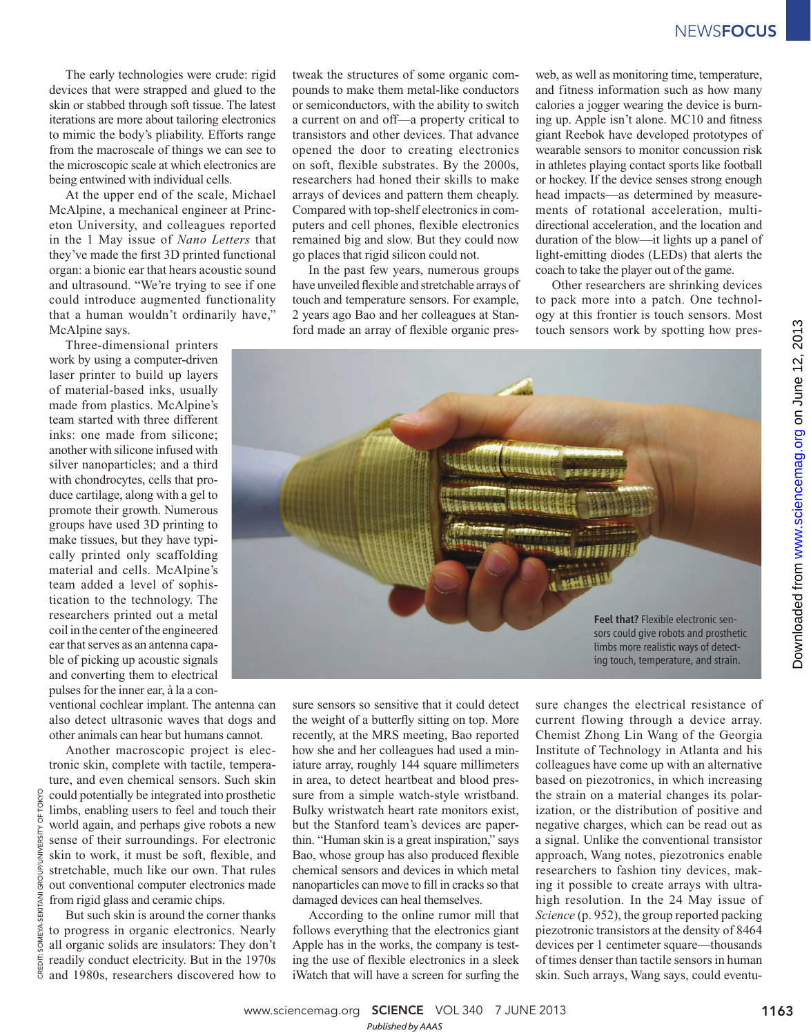The early technologies were crude: rigid devices that were strapped and glued to the skin or stabbed through soft tissue. The latest iterations are more about tailoring electronics to mimic the body's pliability. Efforts range from the macroscale of things we can see to the microscopic scale at which electronics are being entwined with individual cells.

At the upper end of the scale, Michael McAlpine, a mechanical engineer at Princeton University, and colleagues reported in the 1 May issue of *Nano Letters* that they've made the first 3D printed functional organ: a bionic ear that hears acoustic sound and ultrasound. "We're trying to see if one could introduce augmented functionality that a human wouldn't ordinarily have," McAlpine says.

Three-dimensional printers work by using a computer-driven laser printer to build up layers of material-based inks, usually made from plastics. McAlpine's team started with three different inks: one made from silicone; another with silicone infused with silver nanoparticles; and a third with chondrocytes, cells that produce cartilage, along with a gel to promote their growth. Numerous groups have used 3D printing to make tissues, but they have typically printed only scaffolding material and cells. McAlpine's team added a level of sophistication to the technology. The researchers printed out a metal coil in the center of the engineered ear that serves as an antenna capable of picking up acoustic signals and converting them to electrical pulses for the inner ear, à la a conventional cochlear implant. The antenna can also detect ultrasonic waves that dogs and other animals can hear but humans cannot.

Another macroscopic project is electronic skin, complete with tactile, temperature, and even chemical sensors. Such skin could potentially be integrated into prosthetic limbs, enabling users to feel and touch their world again, and perhaps give robots a new sense of their surroundings. For electronic skin to work, it must be soft, flexible, and stretchable, much like our own. That rules out conventional computer electronics made from rigid glass and ceramic chips.

But such skin is around the corner thanks to progress in organic electronics. Nearly all organic solids are insulators: They don't readily conduct electricity. But in the 1970s and 1980s, researchers discovered how to tweak the structures of some organic compounds to make them metal-like conductors or semiconductors, with the ability to switch a current on and off—a property critical to transistors and other devices. That advance opened the door to creating electronics on soft, flexible substrates. By the 2000s, researchers had honed their skills to make arrays of devices and pattern them cheaply. Compared with top-shelf electronics in computers and cell phones, flexible electronics remained big and slow. But they could now go places that rigid silicon could not.

In the past few years, numerous groups have unveiled flexible and stretchable arrays of touch and temperature sensors. For example, 2 years ago Bao and her colleagues at Stanford made an array of flexible organic pressure sensors so sensitive that it could detect the weight of a butterfly sitting on top. More recently, at the MRS meeting, Bao reported how she and her colleagues had used a miniature array, roughly 144 square millimeters in area, to detect heartbeat and blood pressure from a simple watch-style wristband. Bulky wristwatch heart rate monitors exist, but the Stanford team's devices are paper-thin. "Human skin is a great inspiration," says Bao, whose group has also produced flexible chemical sensors and devices in which metal nanoparticles can move to fill in cracks so that damaged devices can heal themselves.

According to the online rumor mill that follows everything that the electronics giant Apple has in the works, the company is testing the use of flexible electronics in a sleek iWatch that will have a screen for surfing the web, as well as monitoring time, temperature, and fitness information such as how many calories a jogger wearing the device is burning up. Apple isn't alone. MC10 and fitness giant Reebok have developed prototypes of wearable sensors to monitor concussion risk in athletes playing contact sports like football or hockey. If the device senses strong enough head impacts—as determined by measurements of rotational acceleration, multidirectional acceleration, and the location and duration of the blow—it lights up a panel of light-emitting diodes (LEDs) that alerts the coach to take the player out of the game.

Other researchers are shrinking devices to pack more into a patch. One technology at this frontier is touch sensors. Most touch sensors work by spotting how pressure changes the electrical resistance of current flowing through a device array. Chemist Zhong Lin Wang of the Georgia Institute of Technology in Atlanta and his colleagues have come up with an alternative based on piezotronics, in which increasing the strain on a material changes its polarization, or the distribution of positive and negative charges, which can be read out as a signal. Unlike the conventional transistor approach, Wang notes, piezotronics enable researchers to fashion tiny devices, making it possible to create arrays with ultrahigh resolution. In the 24 May issue of *Science* (p. 952), the group reported packing piezotronic transistors at the density of 8464 devices per 1 centimeter square—thousands of times denser than tactile sensors in human skin. Such arrays, Wang says, could eventu-

**Feel that?** Flexible electronic sensors could give robots and prosthetic limbs more realistic ways of detecting touch, temperature, and strain.

CREDIT: SOMEYA-SEKITANI GROUP/UNIVERSITY OF TOKYO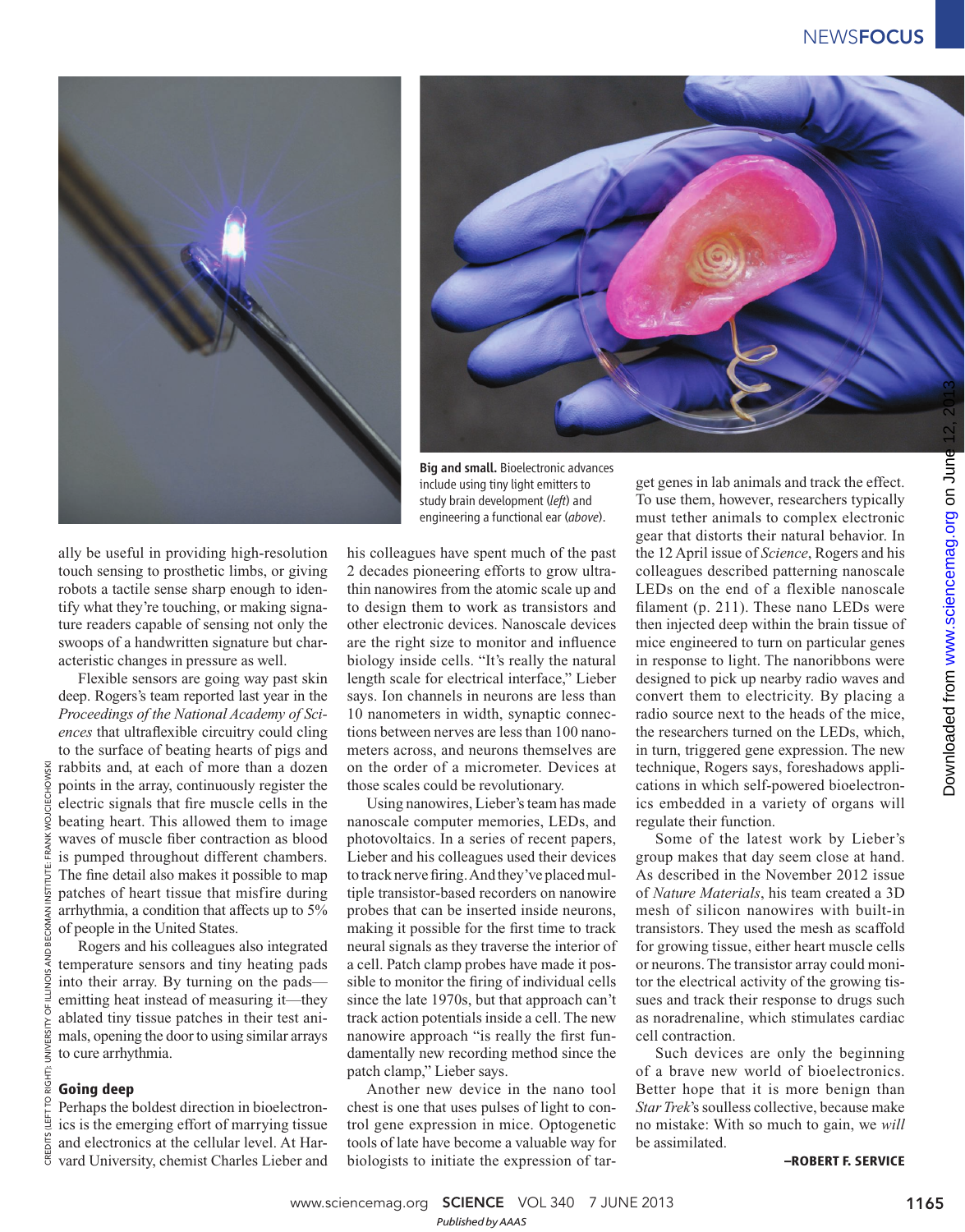**Big and small.** Bioelectronic advances include using tiny light emitters to study brain development (*left*) and engineering a functional ear (*above*).

ally be useful in providing high-resolution touch sensing to prosthetic limbs, or giving robots a tactile sense sharp enough to identify what they're touching, or making signature readers capable of sensing not only the swoops of a handwritten signature but characteristic changes in pressure as well.

Flexible sensors are going way past skin deep. Rogers's team reported last year in the *Proceedings of the National Academy of Sciences* that ultraflexible circuitry could cling to the surface of beating hearts of pigs and rabbits and, at each of more than a dozen points in the array, continuously register the electric signals that fire muscle cells in the beating heart. This allowed them to image waves of muscle fiber contraction as blood is pumped throughout different chambers. The fine detail also makes it possible to map patches of heart tissue that misfire during arrhythmia, a condition that affects up to 5% of people in the United States.

Rogers and his colleagues also integrated temperature sensors and tiny heating pads into their array. By turning on the pads—emitting heat instead of measuring it—they ablated tiny tissue patches in their test animals, opening the door to using similar arrays to cure arrhythmia.

## Going deep

Perhaps the boldest direction in bioelectronics is the emerging effort of marrying tissue and electronics at the cellular level. At Harvard University, chemist Charles Lieber and his colleagues have spent much of the past 2 decades pioneering efforts to grow ultrathin nanowires from the atomic scale up and to design them to work as transistors and other electronic devices. Nanoscale devices are the right size to monitor and influence biology inside cells. "It's really the natural length scale for electrical interface," Lieber says. Ion channels in neurons are less than 10 nanometers in width, synaptic connections between nerves are less than 100 nanometers across, and neurons themselves are on the order of a micrometer. Devices at those scales could be revolutionary.

Using nanowires, Lieber's team has made nanoscale computer memories, LEDs, and photovoltaics. In a series of recent papers, Lieber and his colleagues used their devices to track nerve firing. And they've placed multiple transistor-based recorders on nanowire probes that can be inserted inside neurons, making it possible for the first time to track neural signals as they traverse the interior of a cell. Patch clamp probes have made it possible to monitor the firing of individual cells since the late 1970s, but that approach can't track action potentials inside a cell. The new nanowire approach "is really the first fundamentally new recording method since the patch clamp," Lieber says.

Another new device in the nano tool chest is one that uses pulses of light to control gene expression in mice. Optogenetic tools of late have become a valuable way for biologists to initiate the expression of target genes in lab animals and track the effect. To use them, however, researchers typically must tether animals to complex electronic gear that distorts their natural behavior. In the 12 April issue of *Science*, Rogers and his colleagues described patterning nanoscale LEDs on the end of a flexible nanoscale filament (p. 211). These nano LEDs were then injected deep within the brain tissue of mice engineered to turn on particular genes in response to light. The nanoribbons were designed to pick up nearby radio waves and convert them to electricity. By placing a radio source next to the heads of the mice, the researchers turned on the LEDs, which, in turn, triggered gene expression. The new technique, Rogers says, foreshadows applications in which self-powered bioelectronics embedded in a variety of organs will regulate their function.

Some of the latest work by Lieber's group makes that day seem close at hand. As described in the November 2012 issue of *Nature Materials*, his team created a 3D mesh of silicon nanowires with built-in transistors. They used the mesh as scaffold for growing tissue, either heart muscle cells or neurons. The transistor array could monitor the electrical activity of the growing tissues and track their response to drugs such as noradrenaline, which stimulates cardiac cell contraction.

Such devices are only the beginning of a brave new world of bioelectronics. Better hope that it is more benign than *Star Trek*'s soulless collective, because make no mistake: With so much to gain, we *will* be assimilated.

**–ROBERT F. SERVICE**